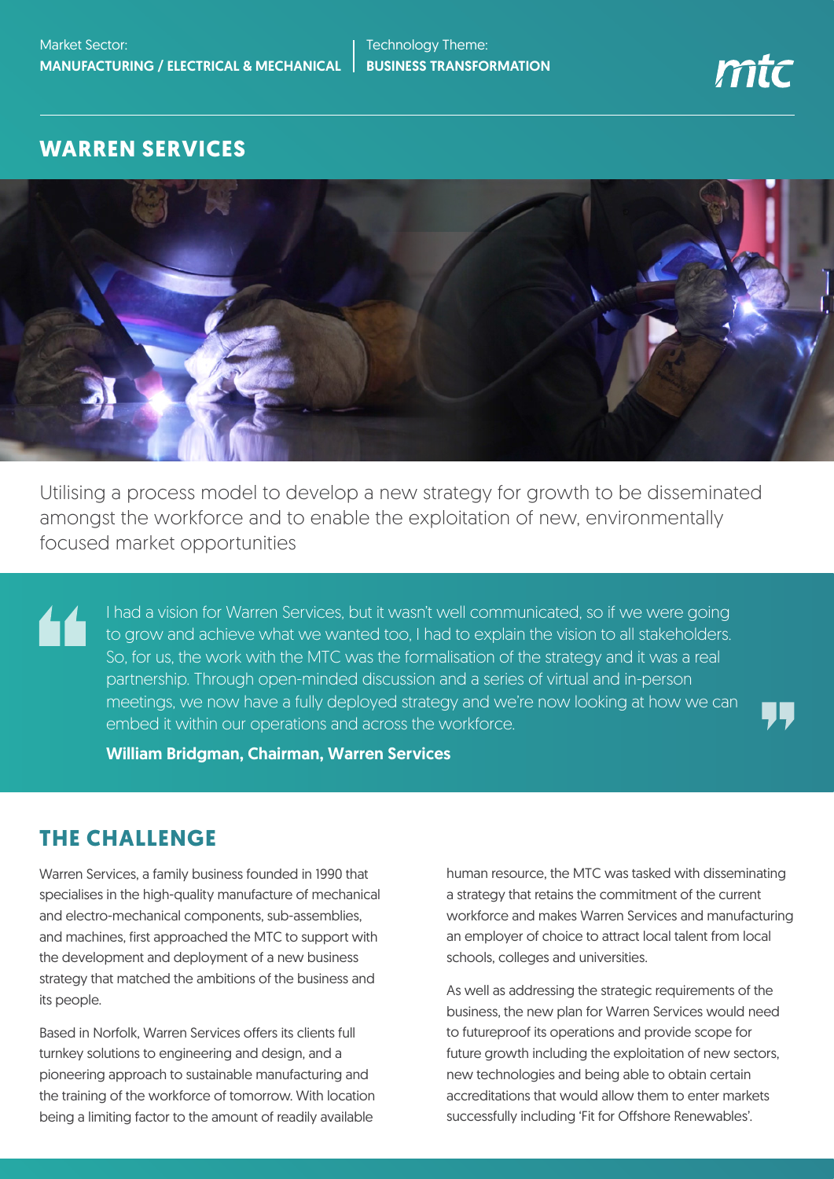Market Sector:
**MANUFACTURING / ELECTRICAL & MECHANICAL**

Technology Theme:
**BUSINESS TRANSFORMATION**

# WARREN SERVICES

Utilising a process model to develop a new strategy for growth to be disseminated amongst the workforce and to enable the exploitation of new, environmentally focused market opportunities

> I had a vision for Warren Services, but it wasn't well communicated, so if we were going to grow and achieve what we wanted too, I had to explain the vision to all stakeholders. So, for us, the work with the MTC was the formalisation of the strategy and it was a real partnership. Through open-minded discussion and a series of virtual and in-person meetings, we now have a fully deployed strategy and we're now looking at how we can embed it within our operations and across the workforce.
>
> **William Bridgman, Chairman, Warren Services**

## THE CHALLENGE

Warren Services, a family business founded in 1990 that specialises in the high-quality manufacture of mechanical and electro-mechanical components, sub-assemblies, and machines, first approached the MTC to support with the development and deployment of a new business strategy that matched the ambitions of the business and its people.

Based in Norfolk, Warren Services offers its clients full turnkey solutions to engineering and design, and a pioneering approach to sustainable manufacturing and the training of the workforce of tomorrow. With location being a limiting factor to the amount of readily available human resource, the MTC was tasked with disseminating a strategy that retains the commitment of the current workforce and makes Warren Services and manufacturing an employer of choice to attract local talent from local schools, colleges and universities.

As well as addressing the strategic requirements of the business, the new plan for Warren Services would need to futureproof its operations and provide scope for future growth including the exploitation of new sectors, new technologies and being able to obtain certain accreditations that would allow them to enter markets successfully including 'Fit for Offshore Renewables'.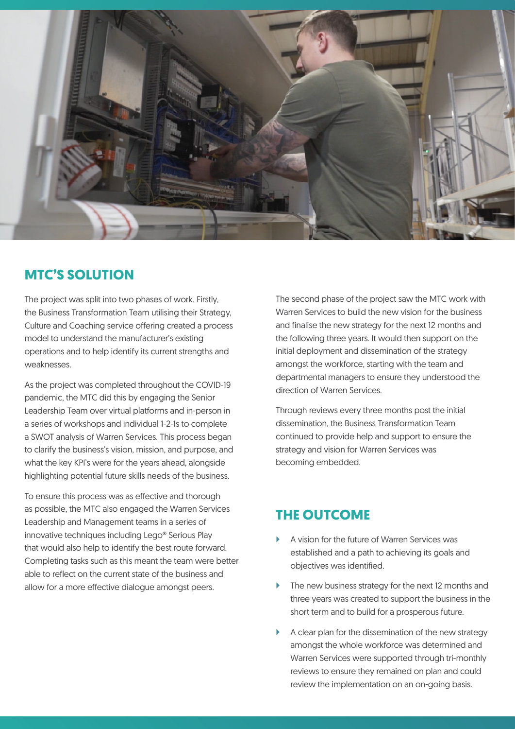## MTC'S SOLUTION

The project was split into two phases of work. Firstly, the Business Transformation Team utilising their Strategy, Culture and Coaching service offering created a process model to understand the manufacturer's existing operations and to help identify its current strengths and weaknesses.

As the project was completed throughout the COVID-19 pandemic, the MTC did this by engaging the Senior Leadership Team over virtual platforms and in-person in a series of workshops and individual 1-2-1s to complete a SWOT analysis of Warren Services. This process began to clarify the business's vision, mission, and purpose, and what the key KPI's were for the years ahead, alongside highlighting potential future skills needs of the business.

To ensure this process was as effective and thorough as possible, the MTC also engaged the Warren Services Leadership and Management teams in a series of innovative techniques including Lego® Serious Play that would also help to identify the best route forward. Completing tasks such as this meant the team were better able to reflect on the current state of the business and allow for a more effective dialogue amongst peers.

The second phase of the project saw the MTC work with Warren Services to build the new vision for the business and finalise the new strategy for the next 12 months and the following three years. It would then support on the initial deployment and dissemination of the strategy amongst the workforce, starting with the team and departmental managers to ensure they understood the direction of Warren Services.

Through reviews every three months post the initial dissemination, the Business Transformation Team continued to provide help and support to ensure the strategy and vision for Warren Services was becoming embedded.

## THE OUTCOME

- A vision for the future of Warren Services was established and a path to achieving its goals and objectives was identified.
- The new business strategy for the next 12 months and three years was created to support the business in the short term and to build for a prosperous future.
- A clear plan for the dissemination of the new strategy amongst the whole workforce was determined and Warren Services were supported through tri-monthly reviews to ensure they remained on plan and could review the implementation on an on-going basis.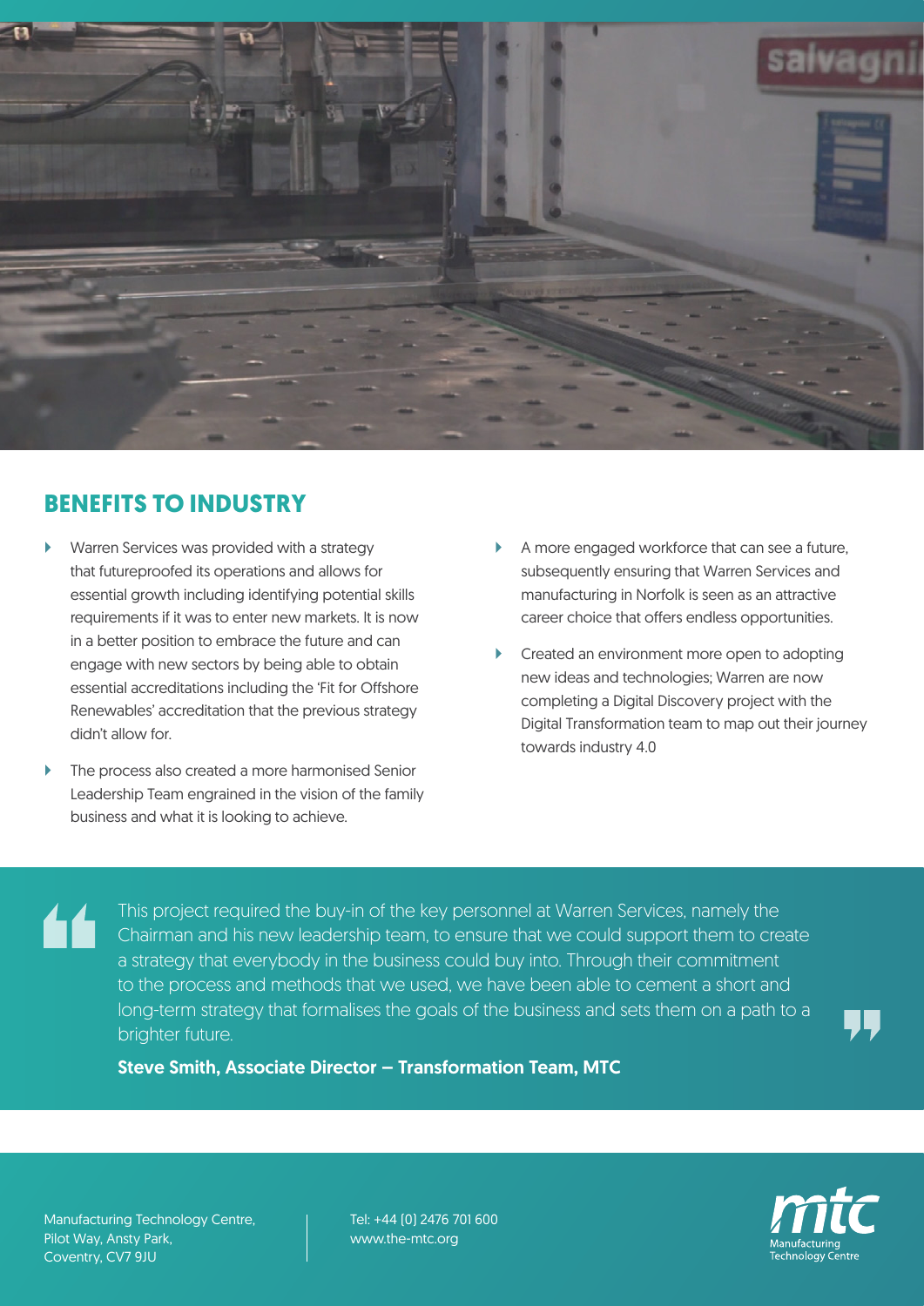## BENEFITS TO INDUSTRY

- Warren Services was provided with a strategy that futureproofed its operations and allows for essential growth including identifying potential skills requirements if it was to enter new markets. It is now in a better position to embrace the future and can engage with new sectors by being able to obtain essential accreditations including the 'Fit for Offshore Renewables' accreditation that the previous strategy didn't allow for.
- The process also created a more harmonised Senior Leadership Team engrained in the vision of the family business and what it is looking to achieve.
- A more engaged workforce that can see a future, subsequently ensuring that Warren Services and manufacturing in Norfolk is seen as an attractive career choice that offers endless opportunities.
- Created an environment more open to adopting new ideas and technologies; Warren are now completing a Digital Discovery project with the Digital Transformation team to map out their journey towards industry 4.0

> This project required the buy-in of the key personnel at Warren Services, namely the Chairman and his new leadership team, to ensure that we could support them to create a strategy that everybody in the business could buy into. Through their commitment to the process and methods that we used, we have been able to cement a short and long-term strategy that formalises the goals of the business and sets them on a path to a brighter future.
>
> **Steve Smith, Associate Director – Transformation Team, MTC**

Manufacturing Technology Centre,
Pilot Way, Ansty Park,
Coventry, CV7 9JU

Tel: +44 (0) 2476 701 600
www.the-mtc.org

mtc Manufacturing Technology Centre